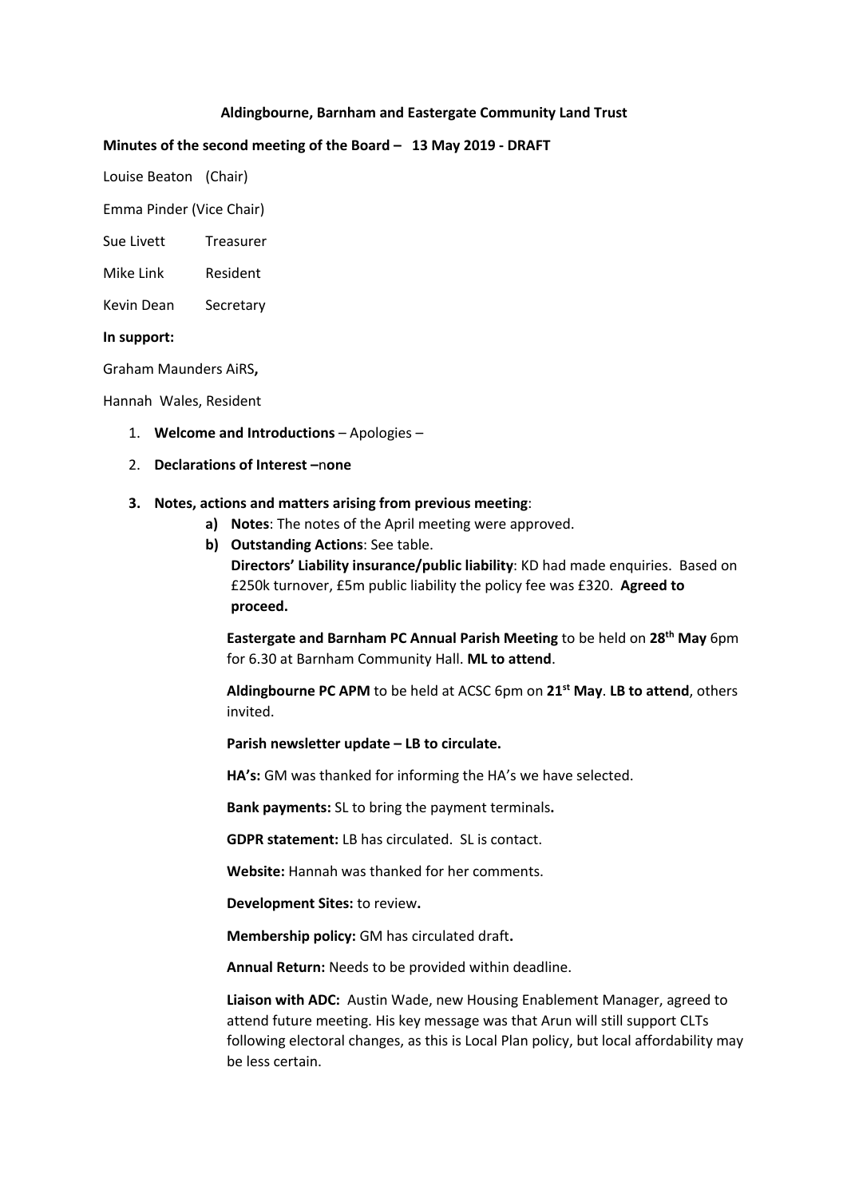**Aldingbourne, Barnham and Eastergate Community Land Trust**

**Minutes of the second meeting of the Board – 13 May 2019 - DRAFT**

Louise Beaton (Chair)

Emma Pinder (Vice Chair)

Sue Livett Treasurer

Mike Link Resident

Kevin Dean Secretary

**In support:**

Graham Maunders AiRS**,**

Hannah Wales, Resident

1. **Welcome and Introductions** – Apologies –
2. **Declarations of Interest –**n**one**
3. **Notes, actions and matters arising from previous meeting**:
   - **a) Notes**: The notes of the April meeting were approved.
   - **b) Outstanding Actions**: See table.

     **Directors' Liability insurance/public liability**: KD had made enquiries. Based on £250k turnover, £5m public liability the policy fee was £320. **Agreed to proceed.**

     **Eastergate and Barnham PC Annual Parish Meeting** to be held on **28th May** 6pm for 6.30 at Barnham Community Hall. **ML to attend**.

     **Aldingbourne PC APM** to be held at ACSC 6pm on **21st May**. **LB to attend**, others invited.

     **Parish newsletter update – LB to circulate.**

     **HA's:** GM was thanked for informing the HA's we have selected.

     **Bank payments:** SL to bring the payment terminals**.**

     **GDPR statement:** LB has circulated. SL is contact.

     **Website:** Hannah was thanked for her comments.

     **Development Sites:** to review**.**

     **Membership policy:** GM has circulated draft**.**

     **Annual Return:** Needs to be provided within deadline.

     **Liaison with ADC:** Austin Wade, new Housing Enablement Manager, agreed to attend future meeting. His key message was that Arun will still support CLTs following electoral changes, as this is Local Plan policy, but local affordability may be less certain.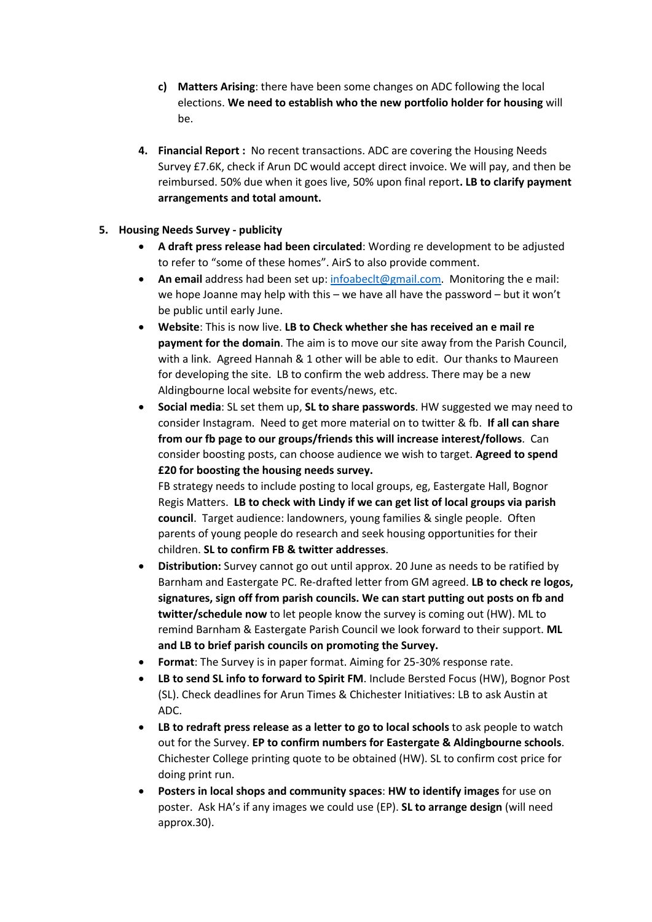c) **Matters Arising**: there have been some changes on ADC following the local elections. **We need to establish who the new portfolio holder for housing** will be.

4. **Financial Report :** No recent transactions. ADC are covering the Housing Needs Survey £7.6K, check if Arun DC would accept direct invoice. We will pay, and then be reimbursed. 50% due when it goes live, 50% upon final report**. LB to clarify payment arrangements and total amount.**

5. **Housing Needs Survey - publicity**
   - **A draft press release had been circulated**: Wording re development to be adjusted to refer to "some of these homes". AirS to also provide comment.
   - **An email** address had been set up: infoabeclt@gmail.com. Monitoring the e mail: we hope Joanne may help with this – we have all have the password – but it won't be public until early June.
   - **Website**: This is now live. **LB to Check whether she has received an e mail re payment for the domain**. The aim is to move our site away from the Parish Council, with a link. Agreed Hannah & 1 other will be able to edit. Our thanks to Maureen for developing the site. LB to confirm the web address. There may be a new Aldingbourne local website for events/news, etc.
   - **Social media**: SL set them up, **SL to share passwords**. HW suggested we may need to consider Instagram. Need to get more material on to twitter & fb. **If all can share from our fb page to our groups/friends this will increase interest/follows**. Can consider boosting posts, can choose audience we wish to target. **Agreed to spend £20 for boosting the housing needs survey.**

     FB strategy needs to include posting to local groups, eg, Eastergate Hall, Bognor Regis Matters. **LB to check with Lindy if we can get list of local groups via parish council**. Target audience: landowners, young families & single people. Often parents of young people do research and seek housing opportunities for their children. **SL to confirm FB & twitter addresses**.
   - **Distribution:** Survey cannot go out until approx. 20 June as needs to be ratified by Barnham and Eastergate PC. Re-drafted letter from GM agreed. **LB to check re logos, signatures, sign off from parish councils. We can start putting out posts on fb and twitter/schedule now** to let people know the survey is coming out (HW). ML to remind Barnham & Eastergate Parish Council we look forward to their support. **ML and LB to brief parish councils on promoting the Survey.**
   - **Format**: The Survey is in paper format. Aiming for 25-30% response rate.
   - **LB to send SL info to forward to Spirit FM**. Include Bersted Focus (HW), Bognor Post (SL). Check deadlines for Arun Times & Chichester Initiatives: LB to ask Austin at ADC.
   - **LB to redraft press release as a letter to go to local schools** to ask people to watch out for the Survey. **EP to confirm numbers for Eastergate & Aldingbourne schools**. Chichester College printing quote to be obtained (HW). SL to confirm cost price for doing print run.
   - **Posters in local shops and community spaces**: **HW to identify images** for use on poster. Ask HA's if any images we could use (EP). **SL to arrange design** (will need approx.30).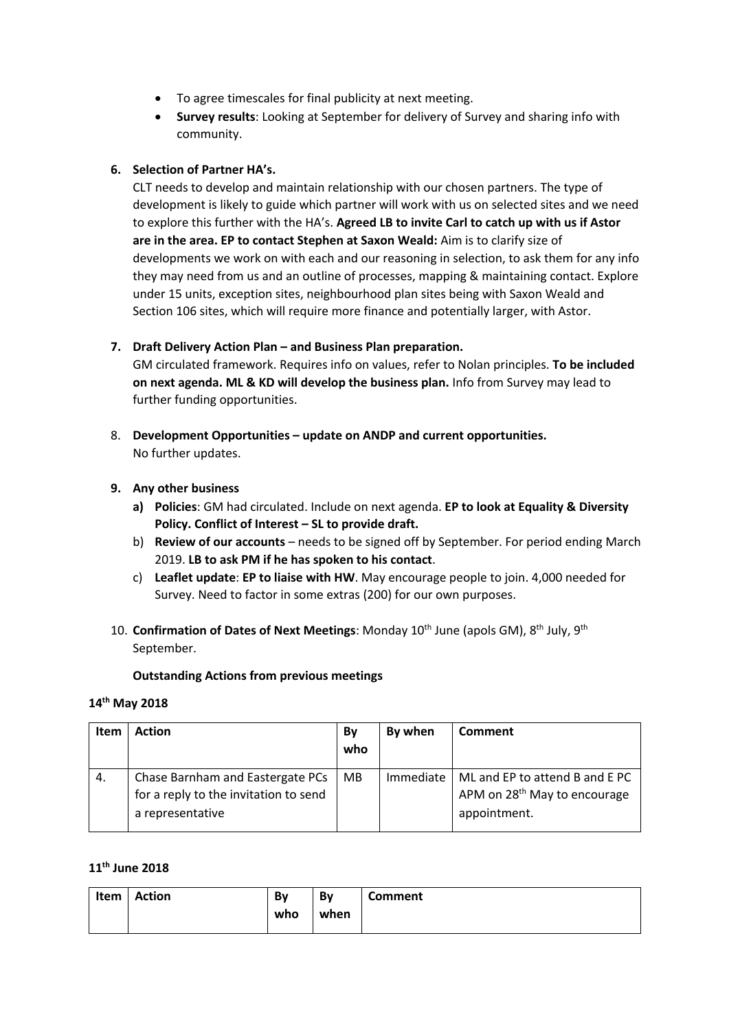- To agree timescales for final publicity at next meeting.
- **Survey results**: Looking at September for delivery of Survey and sharing info with community.

**6. Selection of Partner HA's.**

CLT needs to develop and maintain relationship with our chosen partners. The type of development is likely to guide which partner will work with us on selected sites and we need to explore this further with the HA's. **Agreed LB to invite Carl to catch up with us if Astor are in the area. EP to contact Stephen at Saxon Weald:** Aim is to clarify size of developments we work on with each and our reasoning in selection, to ask them for any info they may need from us and an outline of processes, mapping & maintaining contact. Explore under 15 units, exception sites, neighbourhood plan sites being with Saxon Weald and Section 106 sites, which will require more finance and potentially larger, with Astor.

**7. Draft Delivery Action Plan – and Business Plan preparation.**

GM circulated framework. Requires info on values, refer to Nolan principles. **To be included on next agenda. ML & KD will develop the business plan.** Info from Survey may lead to further funding opportunities.

8. **Development Opportunities – update on ANDP and current opportunities.**

No further updates.

**9. Any other business**

**a) Policies**: GM had circulated. Include on next agenda. **EP to look at Equality & Diversity Policy. Conflict of Interest – SL to provide draft.**

b) **Review of our accounts** – needs to be signed off by September. For period ending March 2019. **LB to ask PM if he has spoken to his contact**.

c) **Leaflet update**: **EP to liaise with HW**. May encourage people to join. 4,000 needed for Survey. Need to factor in some extras (200) for our own purposes.

10. **Confirmation of Dates of Next Meetings**: Monday 10th June (apols GM), 8th July, 9th September.

**Outstanding Actions from previous meetings**

**14th May 2018**

| Item | Action | By who | By when | Comment |
|---|---|---|---|---|
| 4. | Chase Barnham and Eastergate PCs for a reply to the invitation to send a representative | MB | Immediate | ML and EP to attend B and E PC APM on 28th May to encourage appointment. |

**11th June 2018**

| Item | Action | By who | By when | Comment |
|---|---|---|---|---|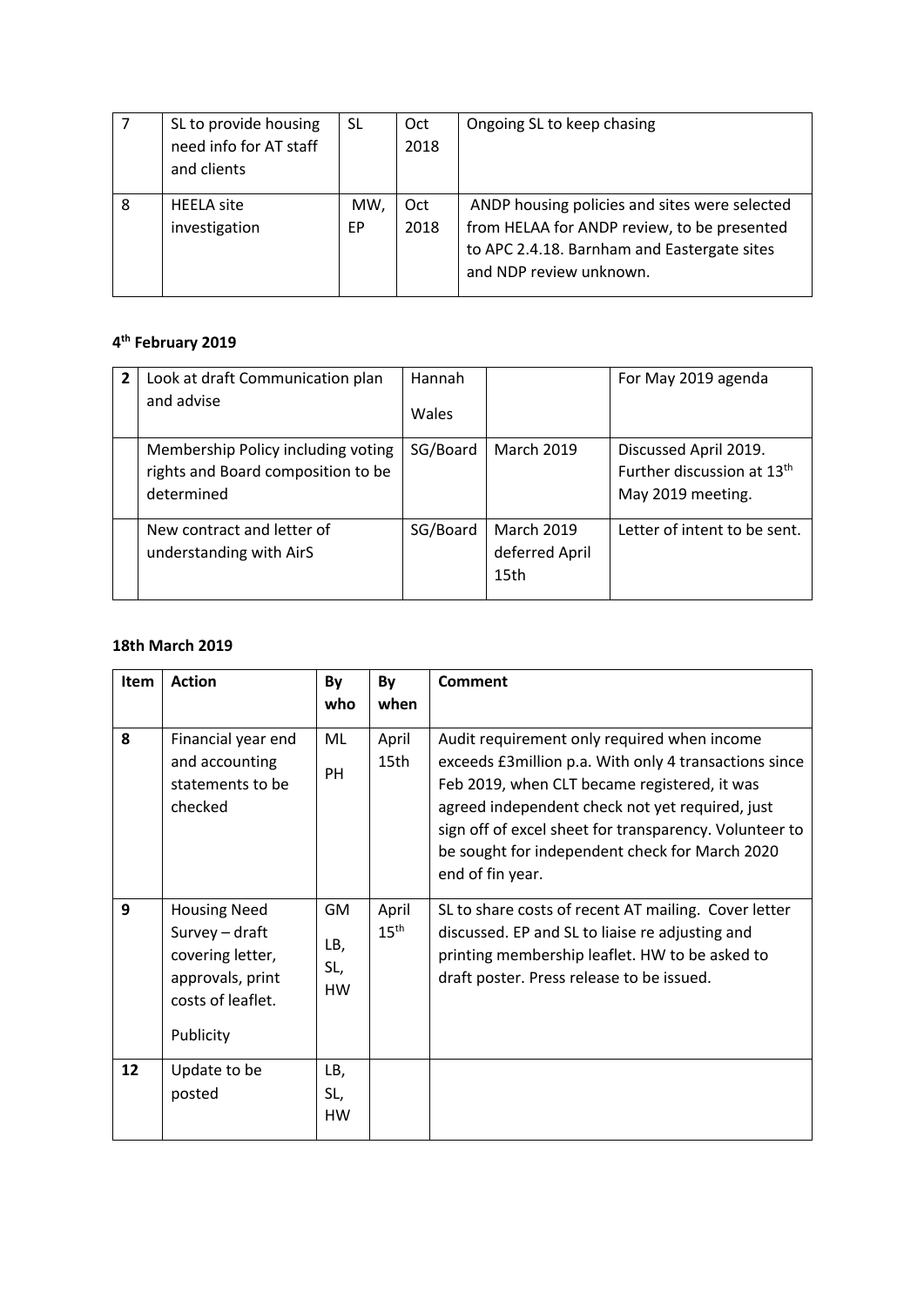| 7 | SL to provide housing need info for AT staff and clients | SL | Oct 2018 | Ongoing SL to keep chasing |
|---|---|---|---|---|
| 8 | HEELA site investigation | MW, EP | Oct 2018 | ANDP housing policies and sites were selected from HELAA for ANDP review, to be presented to APC 2.4.18. Barnham and Eastergate sites and NDP review unknown. |

**4th February 2019**

| 2 | Look at draft Communication plan and advise | Hannah Wales | | For May 2019 agenda |
|---|---|---|---|---|
| | Membership Policy including voting rights and Board composition to be determined | SG/Board | March 2019 | Discussed April 2019. Further discussion at 13th May 2019 meeting. |
| | New contract and letter of understanding with AirS | SG/Board | March 2019 deferred April 15th | Letter of intent to be sent. |

**18th March 2019**

| Item | Action | By who | By when | Comment |
|---|---|---|---|---|
| 8 | Financial year end and accounting statements to be checked | ML PH | April 15th | Audit requirement only required when income exceeds £3million p.a. With only 4 transactions since Feb 2019, when CLT became registered, it was agreed independent check not yet required, just sign off of excel sheet for transparency. Volunteer to be sought for independent check for March 2020 end of fin year. |
| 9 | Housing Need Survey – draft covering letter, approvals, print costs of leaflet. Publicity | GM LB, SL, HW | April 15th | SL to share costs of recent AT mailing. Cover letter discussed. EP and SL to liaise re adjusting and printing membership leaflet. HW to be asked to draft poster. Press release to be issued. |
| 12 | Update to be posted | LB, SL, HW | | |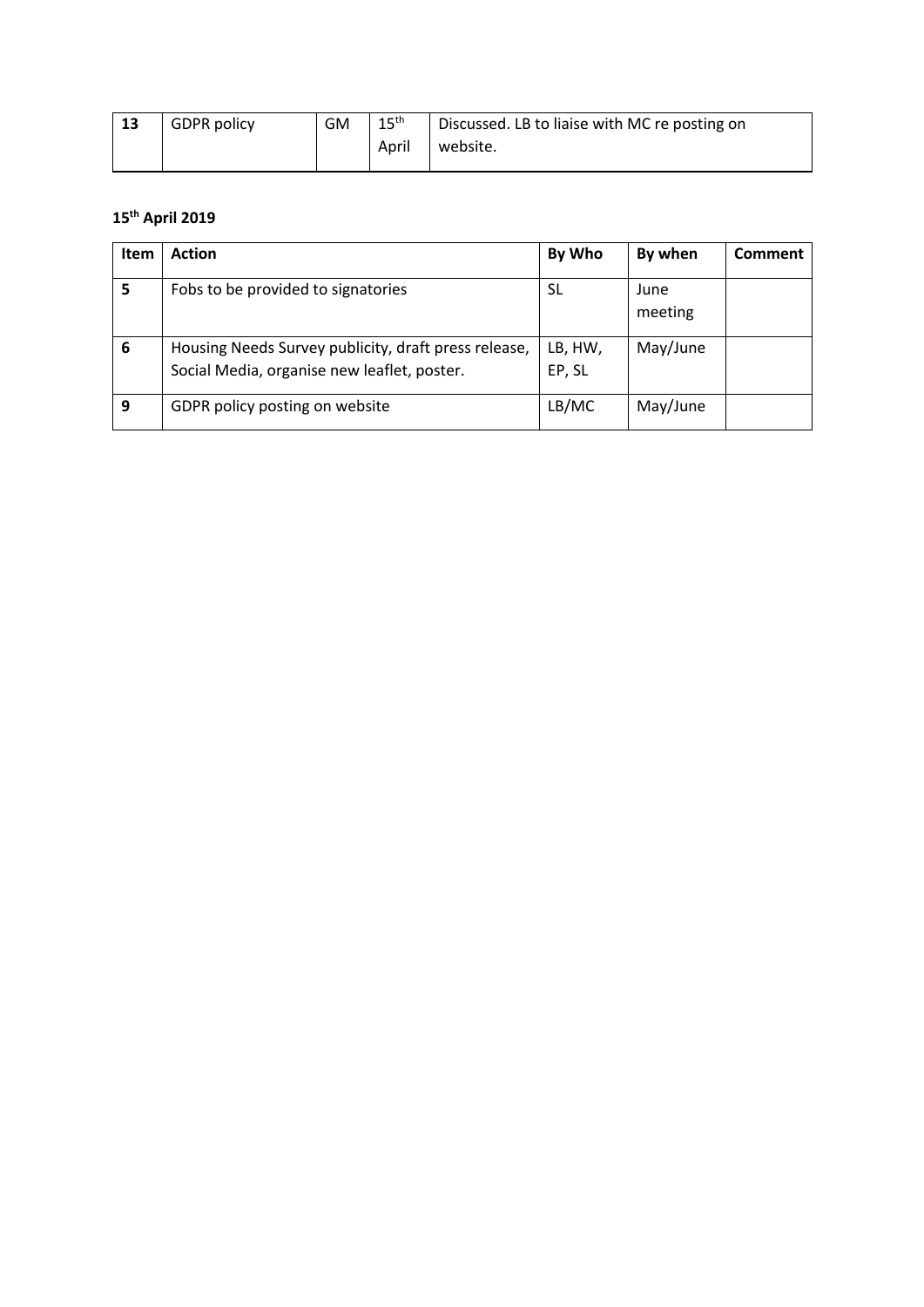| | | | | |
|---|---|---|---|---|
| **13** | GDPR policy | GM | 15th April | Discussed. LB to liaise with MC re posting on website. |

**15th April 2019**

| Item | Action | By Who | By when | Comment |
|---|---|---|---|---|
| **5** | Fobs to be provided to signatories | SL | June meeting | |
| **6** | Housing Needs Survey publicity, draft press release, Social Media, organise new leaflet, poster. | LB, HW, EP, SL | May/June | |
| **9** | GDPR policy posting on website | LB/MC | May/June | |